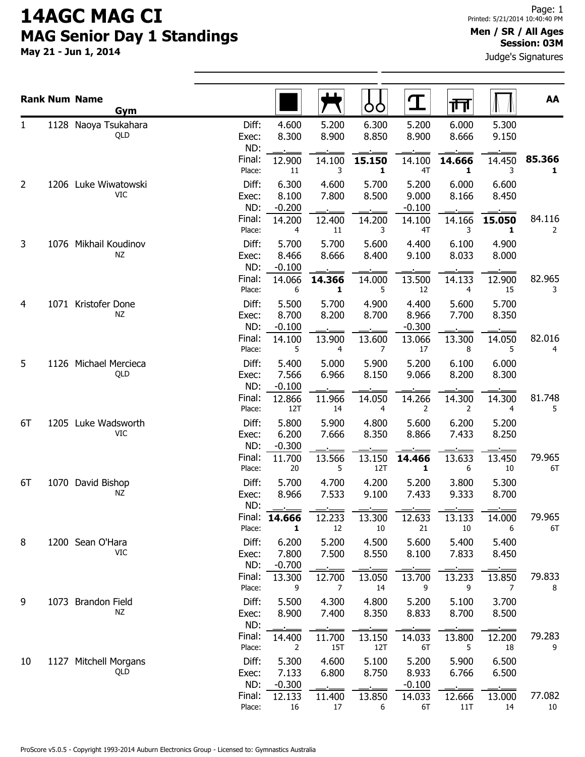# 14AGC MAG CI

## MAG Senior Day 1 Standings

**May 21 - Jun 1, 2014**

Printed: 5/21/2014 10:40:40 PM

**Men / SR / All Ages**
**Session: 03M**

Judge's Signatures

| Rank | Num | Name / Gym | | Floor | Pommel Horse | Rings | Vault | Parallel Bars | High Bar | AA |
|---|---|---|---|---|---|---|---|---|---|---|
| 1 | 1128 | Naoya Tsukahara (QLD) | Diff: | 4.600 | 5.200 | 6.300 | 5.200 | 6.000 | 5.300 | |
| | | | Exec: | 8.300 | 8.900 | 8.850 | 8.900 | 8.666 | 9.150 | |
| | | | ND: | | | | | | | |
| | | | Final: | 12.900 | 14.100 | **15.150** | 14.100 | **14.666** | 14.450 | **85.366** |
| | | | Place: | 11 | 3 | **1** | 4T | **1** | 3 | **1** |
| 2 | 1206 | Luke Wiwatowski (VIC) | Diff: | 6.300 | 4.600 | 5.700 | 5.200 | 6.000 | 6.600 | |
| | | | Exec: | 8.100 | 7.800 | 8.500 | 9.000 | 8.166 | 8.450 | |
| | | | ND: | -0.200 | | | -0.100 | | | |
| | | | Final: | 14.200 | 12.400 | 14.200 | 14.100 | 14.166 | **15.050** | 84.116 |
| | | | Place: | 4 | 11 | 3 | 4T | 3 | **1** | 2 |
| 3 | 1076 | Mikhail Koudinov (NZ) | Diff: | 5.700 | 5.700 | 5.600 | 4.400 | 6.100 | 4.900 | |
| | | | Exec: | 8.466 | 8.666 | 8.400 | 9.100 | 8.033 | 8.000 | |
| | | | ND: | -0.100 | | | | | | |
| | | | Final: | 14.066 | **14.366** | 14.000 | 13.500 | 14.133 | 12.900 | 82.965 |
| | | | Place: | 6 | **1** | 5 | 12 | 4 | 15 | 3 |
| 4 | 1071 | Kristofer Done (NZ) | Diff: | 5.500 | 5.700 | 4.900 | 4.400 | 5.600 | 5.700 | |
| | | | Exec: | 8.700 | 8.200 | 8.700 | 8.966 | 7.700 | 8.350 | |
| | | | ND: | -0.100 | | | -0.300 | | | |
| | | | Final: | 14.100 | 13.900 | 13.600 | 13.066 | 13.300 | 14.050 | 82.016 |
| | | | Place: | 5 | 4 | 7 | 17 | 8 | 5 | 4 |
| 5 | 1126 | Michael Mercieca (QLD) | Diff: | 5.400 | 5.000 | 5.900 | 5.200 | 6.100 | 6.000 | |
| | | | Exec: | 7.566 | 6.966 | 8.150 | 9.066 | 8.200 | 8.300 | |
| | | | ND: | -0.100 | | | | | | |
| | | | Final: | 12.866 | 11.966 | 14.050 | 14.266 | 14.300 | 14.300 | 81.748 |
| | | | Place: | 12T | 14 | 4 | 2 | 2 | 4 | 5 |
| 6T | 1205 | Luke Wadsworth (VIC) | Diff: | 5.800 | 5.900 | 4.800 | 5.600 | 6.200 | 5.200 | |
| | | | Exec: | 6.200 | 7.666 | 8.350 | 8.866 | 7.433 | 8.250 | |
| | | | ND: | -0.300 | | | | | | |
| | | | Final: | 11.700 | 13.566 | 13.150 | **14.466** | 13.633 | 13.450 | 79.965 |
| | | | Place: | 20 | 5 | 12T | **1** | 6 | 10 | 6T |
| 6T | 1070 | David Bishop (NZ) | Diff: | 5.700 | 4.700 | 4.200 | 5.200 | 3.800 | 5.300 | |
| | | | Exec: | 8.966 | 7.533 | 9.100 | 7.433 | 9.333 | 8.700 | |
| | | | ND: | | | | | | | |
| | | | Final: | **14.666** | 12.233 | 13.300 | 12.633 | 13.133 | 14.000 | 79.965 |
| | | | Place: | **1** | 12 | 10 | 21 | 10 | 6 | 6T |
| 8 | 1200 | Sean O'Hara (VIC) | Diff: | 6.200 | 5.200 | 4.500 | 5.600 | 5.400 | 5.400 | |
| | | | Exec: | 7.800 | 7.500 | 8.550 | 8.100 | 7.833 | 8.450 | |
| | | | ND: | -0.700 | | | | | | |
| | | | Final: | 13.300 | 12.700 | 13.050 | 13.700 | 13.233 | 13.850 | 79.833 |
| | | | Place: | 9 | 7 | 14 | 9 | 9 | 7 | 8 |
| 9 | 1073 | Brandon Field (NZ) | Diff: | 5.500 | 4.300 | 4.800 | 5.200 | 5.100 | 3.700 | |
| | | | Exec: | 8.900 | 7.400 | 8.350 | 8.833 | 8.700 | 8.500 | |
| | | | ND: | | | | | | | |
| | | | Final: | 14.400 | 11.700 | 13.150 | 14.033 | 13.800 | 12.200 | 79.283 |
| | | | Place: | 2 | 15T | 12T | 6T | 5 | 18 | 9 |
| 10 | 1127 | Mitchell Morgans (QLD) | Diff: | 5.300 | 4.600 | 5.100 | 5.200 | 5.900 | 6.500 | |
| | | | Exec: | 7.133 | 6.800 | 8.750 | 8.933 | 6.766 | 6.500 | |
| | | | ND: | -0.300 | | | -0.100 | | | |
| | | | Final: | 12.133 | 11.400 | 13.850 | 14.033 | 12.666 | 13.000 | 77.082 |
| | | | Place: | 16 | 17 | 6 | 6T | 11T | 14 | 10 |

ProScore v5.0.5 - Copyright 1993-2014 Auburn Electronics Group - Licensed to: Gymnastics Australia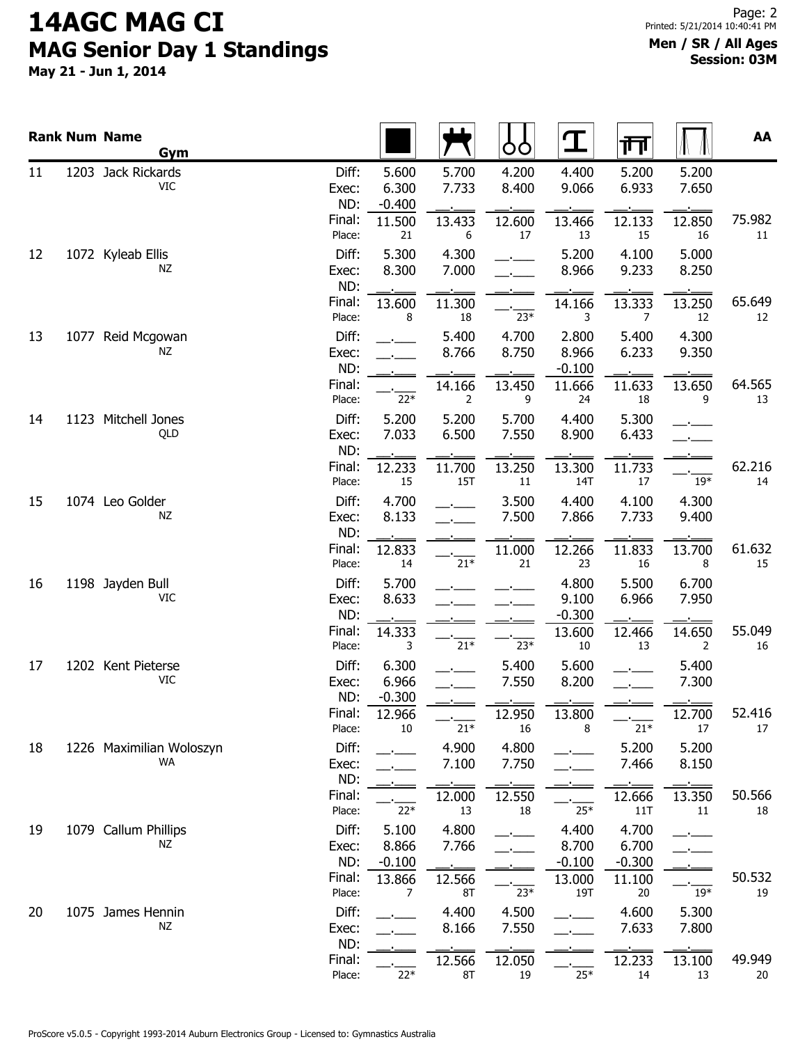# 14AGC MAG CI

## MAG Senior Day 1 Standings

**May 21 - Jun 1, 2014**

**Men / SR / All Ages**
**Session: 03M**

| Rank | Num | Name / Gym | | Floor | Pommel Horse | Rings | Vault | Parallel Bars | High Bar | AA |
|---|---|---|---|---|---|---|---|---|---|---|
| 11 | 1203 | Jack Rickards | Diff: | 5.600 | 5.700 | 4.200 | 4.400 | 5.200 | 5.200 | |
| | | VIC | Exec: | 6.300 | 7.733 | 8.400 | 9.066 | 6.933 | 7.650 | |
| | | | ND: | -0.400 | __.___ | __.___ | __.___ | __.___ | __.___ | |
| | | | Final: | 11.500 | 13.433 | 12.600 | 13.466 | 12.133 | 12.850 | 75.982 |
| | | | Place: | 21 | 6 | 17 | 13 | 15 | 16 | 11 |
| 12 | 1072 | Kyleab Ellis | Diff: | 5.300 | 4.300 | __.___ | 5.200 | 4.100 | 5.000 | |
| | | NZ | Exec: | 8.300 | 7.000 | __.___ | 8.966 | 9.233 | 8.250 | |
| | | | ND: | __.___ | __.___ | __.___ | __.___ | __.___ | __.___ | |
| | | | Final: | 13.600 | 11.300 | __.___ | 14.166 | 13.333 | 13.250 | 65.649 |
| | | | Place: | 8 | 18 | 23* | 3 | 7 | 12 | 12 |
| 13 | 1077 | Reid Mcgowan | Diff: | __.___ | 5.400 | 4.700 | 2.800 | 5.400 | 4.300 | |
| | | NZ | Exec: | __.___ | 8.766 | 8.750 | 8.966 | 6.233 | 9.350 | |
| | | | ND: | __.___ | __.___ | __.___ | -0.100 | __.___ | __.___ | |
| | | | Final: | __.___ | 14.166 | 13.450 | 11.666 | 11.633 | 13.650 | 64.565 |
| | | | Place: | 22* | 2 | 9 | 24 | 18 | 9 | 13 |
| 14 | 1123 | Mitchell Jones | Diff: | 5.200 | 5.200 | 5.700 | 4.400 | 5.300 | __.___ | |
| | | QLD | Exec: | 7.033 | 6.500 | 7.550 | 8.900 | 6.433 | __.___ | |
| | | | ND: | __.___ | __.___ | __.___ | __.___ | __.___ | __.___ | |
| | | | Final: | 12.233 | 11.700 | 13.250 | 13.300 | 11.733 | __.___ | 62.216 |
| | | | Place: | 15 | 15T | 11 | 14T | 17 | 19* | 14 |
| 15 | 1074 | Leo Golder | Diff: | 4.700 | __.___ | 3.500 | 4.400 | 4.100 | 4.300 | |
| | | NZ | Exec: | 8.133 | __.___ | 7.500 | 7.866 | 7.733 | 9.400 | |
| | | | ND: | __.___ | __.___ | __.___ | __.___ | __.___ | __.___ | |
| | | | Final: | 12.833 | __.___ | 11.000 | 12.266 | 11.833 | 13.700 | 61.632 |
| | | | Place: | 14 | 21* | 21 | 23 | 16 | 8 | 15 |
| 16 | 1198 | Jayden Bull | Diff: | 5.700 | __.___ | __.___ | 4.800 | 5.500 | 6.700 | |
| | | VIC | Exec: | 8.633 | __.___ | __.___ | 9.100 | 6.966 | 7.950 | |
| | | | ND: | __.___ | __.___ | __.___ | -0.300 | __.___ | __.___ | |
| | | | Final: | 14.333 | __.___ | __.___ | 13.600 | 12.466 | 14.650 | 55.049 |
| | | | Place: | 3 | 21* | 23* | 10 | 13 | 2 | 16 |
| 17 | 1202 | Kent Pieterse | Diff: | 6.300 | __.___ | 5.400 | 5.600 | __.___ | 5.400 | |
| | | VIC | Exec: | 6.966 | __.___ | 7.550 | 8.200 | __.___ | 7.300 | |
| | | | ND: | -0.300 | __.___ | __.___ | __.___ | __.___ | __.___ | |
| | | | Final: | 12.966 | __.___ | 12.950 | 13.800 | __.___ | 12.700 | 52.416 |
| | | | Place: | 10 | 21* | 16 | 8 | 21* | 17 | 17 |
| 18 | 1226 | Maximilian Woloszyn | Diff: | __.___ | 4.900 | 4.800 | __.___ | 5.200 | 5.200 | |
| | | WA | Exec: | __.___ | 7.100 | 7.750 | __.___ | 7.466 | 8.150 | |
| | | | ND: | __.___ | __.___ | __.___ | __.___ | __.___ | __.___ | |
| | | | Final: | __.___ | 12.000 | 12.550 | __.___ | 12.666 | 13.350 | 50.566 |
| | | | Place: | 22* | 13 | 18 | 25* | 11T | 11 | 18 |
| 19 | 1079 | Callum Phillips | Diff: | 5.100 | 4.800 | __.___ | 4.400 | 4.700 | __.___ | |
| | | NZ | Exec: | 8.866 | 7.766 | __.___ | 8.700 | 6.700 | __.___ | |
| | | | ND: | -0.100 | __.___ | __.___ | -0.100 | -0.300 | __.___ | |
| | | | Final: | 13.866 | 12.566 | __.___ | 13.000 | 11.100 | __.___ | 50.532 |
| | | | Place: | 7 | 8T | 23* | 19T | 20 | 19* | 19 |
| 20 | 1075 | James Hennin | Diff: | __.___ | 4.400 | 4.500 | __.___ | 4.600 | 5.300 | |
| | | NZ | Exec: | __.___ | 8.166 | 7.550 | __.___ | 7.633 | 7.800 | |
| | | | ND: | __.___ | __.___ | __.___ | __.___ | __.___ | __.___ | |
| | | | Final: | __.___ | 12.566 | 12.050 | __.___ | 12.233 | 13.100 | 49.949 |
| | | | Place: | 22* | 8T | 19 | 25* | 14 | 13 | 20 |

ProScore v5.0.5 - Copyright 1993-2014 Auburn Electronics Group - Licensed to: Gymnastics Australia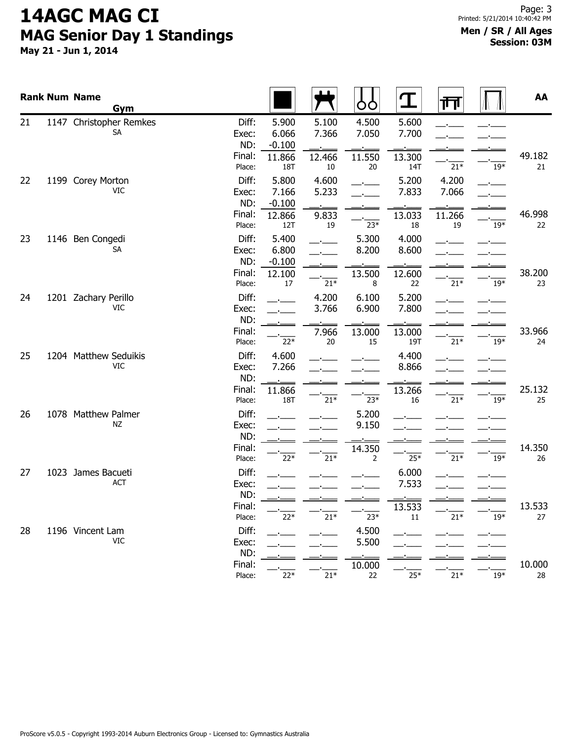# 14AGC MAG CI

## MAG Senior Day 1 Standings

**May 21 - Jun 1, 2014**

Page: 3
Printed: 5/21/2014 10:40:42 PM

**Men / SR / All Ages**
**Session: 03M**

| Rank | Num | Name / Gym | | Floor | Pommel Horse | Rings | Vault | Parallel Bars | High Bar | AA |
|---|---|---|---|---|---|---|---|---|---|---|
| 21 | 1147 | Christopher Remkes | Diff: | 5.900 | 5.100 | 4.500 | 5.600 | __.___ | __.___ | |
| | | SA | Exec: | 6.066 | 7.366 | 7.050 | 7.700 | __.___ | __.___ | |
| | | | ND: | -0.100 | __.___ | __.___ | __.___ | __.___ | __.___ | |
| | | | Final: | 11.866 | 12.466 | 11.550 | 13.300 | __.___ | __.___ | 49.182 |
| | | | Place: | 18T | 10 | 20 | 14T | 21* | 19* | 21 |
| 22 | 1199 | Corey Morton | Diff: | 5.800 | 4.600 | __.___ | 5.200 | 4.200 | __.___ | |
| | | VIC | Exec: | 7.166 | 5.233 | __.___ | 7.833 | 7.066 | __.___ | |
| | | | ND: | -0.100 | __.___ | __.___ | __.___ | __.___ | __.___ | |
| | | | Final: | 12.866 | 9.833 | __.___ | 13.033 | 11.266 | __.___ | 46.998 |
| | | | Place: | 12T | 19 | 23* | 18 | 19 | 19* | 22 |
| 23 | 1146 | Ben Congedi | Diff: | 5.400 | __.___ | 5.300 | 4.000 | __.___ | __.___ | |
| | | SA | Exec: | 6.800 | __.___ | 8.200 | 8.600 | __.___ | __.___ | |
| | | | ND: | -0.100 | __.___ | __.___ | __.___ | __.___ | __.___ | |
| | | | Final: | 12.100 | __.___ | 13.500 | 12.600 | __.___ | __.___ | 38.200 |
| | | | Place: | 17 | 21* | 8 | 22 | 21* | 19* | 23 |
| 24 | 1201 | Zachary Perillo | Diff: | __.___ | 4.200 | 6.100 | 5.200 | __.___ | __.___ | |
| | | VIC | Exec: | __.___ | 3.766 | 6.900 | 7.800 | __.___ | __.___ | |
| | | | ND: | __.___ | __.___ | __.___ | __.___ | __.___ | __.___ | |
| | | | Final: | __.___ | 7.966 | 13.000 | 13.000 | __.___ | __.___ | 33.966 |
| | | | Place: | 22* | 20 | 15 | 19T | 21* | 19* | 24 |
| 25 | 1204 | Matthew Seduikis | Diff: | 4.600 | __.___ | __.___ | 4.400 | __.___ | __.___ | |
| | | VIC | Exec: | 7.266 | __.___ | __.___ | 8.866 | __.___ | __.___ | |
| | | | ND: | __.___ | __.___ | __.___ | __.___ | __.___ | __.___ | |
| | | | Final: | 11.866 | __.___ | __.___ | 13.266 | __.___ | __.___ | 25.132 |
| | | | Place: | 18T | 21* | 23* | 16 | 21* | 19* | 25 |
| 26 | 1078 | Matthew Palmer | Diff: | __.___ | __.___ | 5.200 | __.___ | __.___ | __.___ | |
| | | NZ | Exec: | __.___ | __.___ | 9.150 | __.___ | __.___ | __.___ | |
| | | | ND: | __.___ | __.___ | __.___ | __.___ | __.___ | __.___ | |
| | | | Final: | __.___ | __.___ | 14.350 | __.___ | __.___ | __.___ | 14.350 |
| | | | Place: | 22* | 21* | 2 | 25* | 21* | 19* | 26 |
| 27 | 1023 | James Bacueti | Diff: | __.___ | __.___ | __.___ | 6.000 | __.___ | __.___ | |
| | | ACT | Exec: | __.___ | __.___ | __.___ | 7.533 | __.___ | __.___ | |
| | | | ND: | __.___ | __.___ | __.___ | __.___ | __.___ | __.___ | |
| | | | Final: | __.___ | __.___ | __.___ | 13.533 | __.___ | __.___ | 13.533 |
| | | | Place: | 22* | 21* | 23* | 11 | 21* | 19* | 27 |
| 28 | 1196 | Vincent Lam | Diff: | __.___ | __.___ | 4.500 | __.___ | __.___ | __.___ | |
| | | VIC | Exec: | __.___ | __.___ | 5.500 | __.___ | __.___ | __.___ | |
| | | | ND: | __.___ | __.___ | __.___ | __.___ | __.___ | __.___ | |
| | | | Final: | __.___ | __.___ | 10.000 | __.___ | __.___ | __.___ | 10.000 |
| | | | Place: | 22* | 21* | 22 | 25* | 21* | 19* | 28 |

ProScore v5.0.5 - Copyright 1993-2014 Auburn Electronics Group - Licensed to: Gymnastics Australia